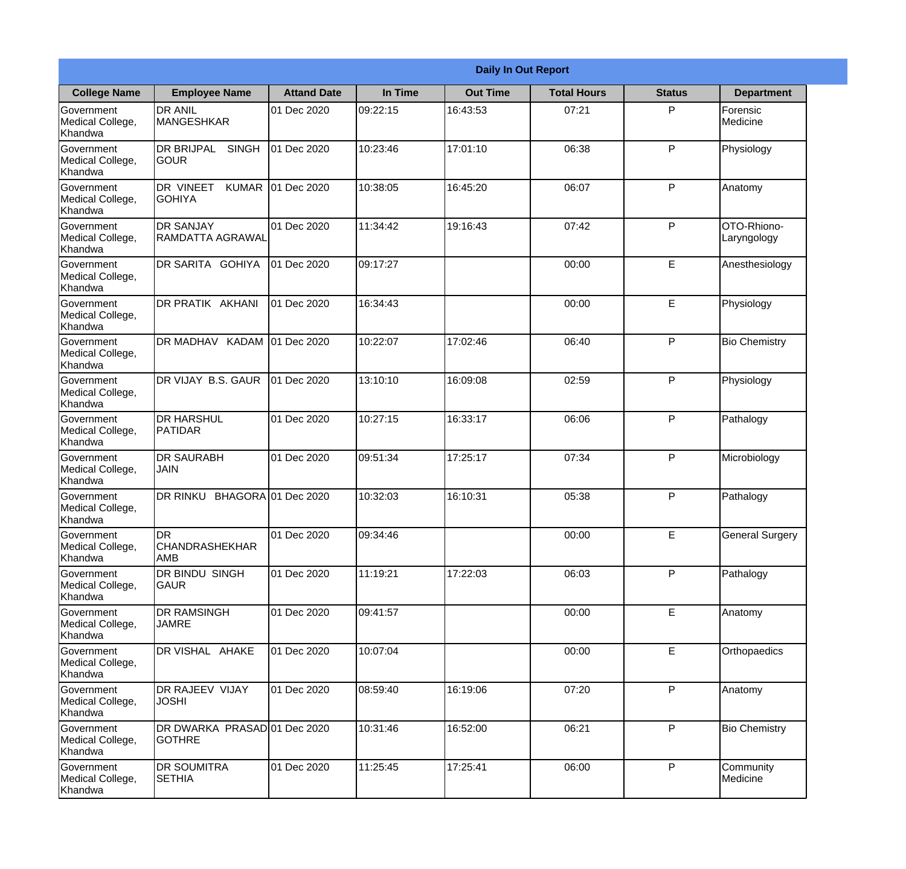| Daily In Out Report | | | | | | | |
|---|---|---|---|---|---|---|---|
| **College Name** | **Employee Name** | **Attand Date** | **In Time** | **Out Time** | **Total Hours** | **Status** | **Department** |
| Government Medical College, Khandwa | DR ANIL MANGESHKAR | 01 Dec 2020 | 09:22:15 | 16:43:53 | 07:21 | P | Forensic Medicine |
| Government Medical College, Khandwa | DR BRIJPAL SINGH GOUR | 01 Dec 2020 | 10:23:46 | 17:01:10 | 06:38 | P | Physiology |
| Government Medical College, Khandwa | DR VINEET KUMAR GOHIYA | 01 Dec 2020 | 10:38:05 | 16:45:20 | 06:07 | P | Anatomy |
| Government Medical College, Khandwa | DR SANJAY RAMDATTA AGRAWAL | 01 Dec 2020 | 11:34:42 | 19:16:43 | 07:42 | P | OTO-Rhiono-Laryngology |
| Government Medical College, Khandwa | DR SARITA GOHIYA | 01 Dec 2020 | 09:17:27 | | 00:00 | E | Anesthesiology |
| Government Medical College, Khandwa | DR PRATIK AKHANI | 01 Dec 2020 | 16:34:43 | | 00:00 | E | Physiology |
| Government Medical College, Khandwa | DR MADHAV KADAM | 01 Dec 2020 | 10:22:07 | 17:02:46 | 06:40 | P | Bio Chemistry |
| Government Medical College, Khandwa | DR VIJAY B.S. GAUR | 01 Dec 2020 | 13:10:10 | 16:09:08 | 02:59 | P | Physiology |
| Government Medical College, Khandwa | DR HARSHUL PATIDAR | 01 Dec 2020 | 10:27:15 | 16:33:17 | 06:06 | P | Pathalogy |
| Government Medical College, Khandwa | DR SAURABH JAIN | 01 Dec 2020 | 09:51:34 | 17:25:17 | 07:34 | P | Microbiology |
| Government Medical College, Khandwa | DR RINKU BHAGORA | 01 Dec 2020 | 10:32:03 | 16:10:31 | 05:38 | P | Pathalogy |
| Government Medical College, Khandwa | DR CHANDRASHEKHAR AMB | 01 Dec 2020 | 09:34:46 | | 00:00 | E | General Surgery |
| Government Medical College, Khandwa | DR BINDU SINGH GAUR | 01 Dec 2020 | 11:19:21 | 17:22:03 | 06:03 | P | Pathalogy |
| Government Medical College, Khandwa | DR RAMSINGH JAMRE | 01 Dec 2020 | 09:41:57 | | 00:00 | E | Anatomy |
| Government Medical College, Khandwa | DR VISHAL AHAKE | 01 Dec 2020 | 10:07:04 | | 00:00 | E | Orthopaedics |
| Government Medical College, Khandwa | DR RAJEEV VIJAY JOSHI | 01 Dec 2020 | 08:59:40 | 16:19:06 | 07:20 | P | Anatomy |
| Government Medical College, Khandwa | DR DWARKA PRASAD GOTHRE | 01 Dec 2020 | 10:31:46 | 16:52:00 | 06:21 | P | Bio Chemistry |
| Government Medical College, Khandwa | DR SOUMITRA SETHIA | 01 Dec 2020 | 11:25:45 | 17:25:41 | 06:00 | P | Community Medicine |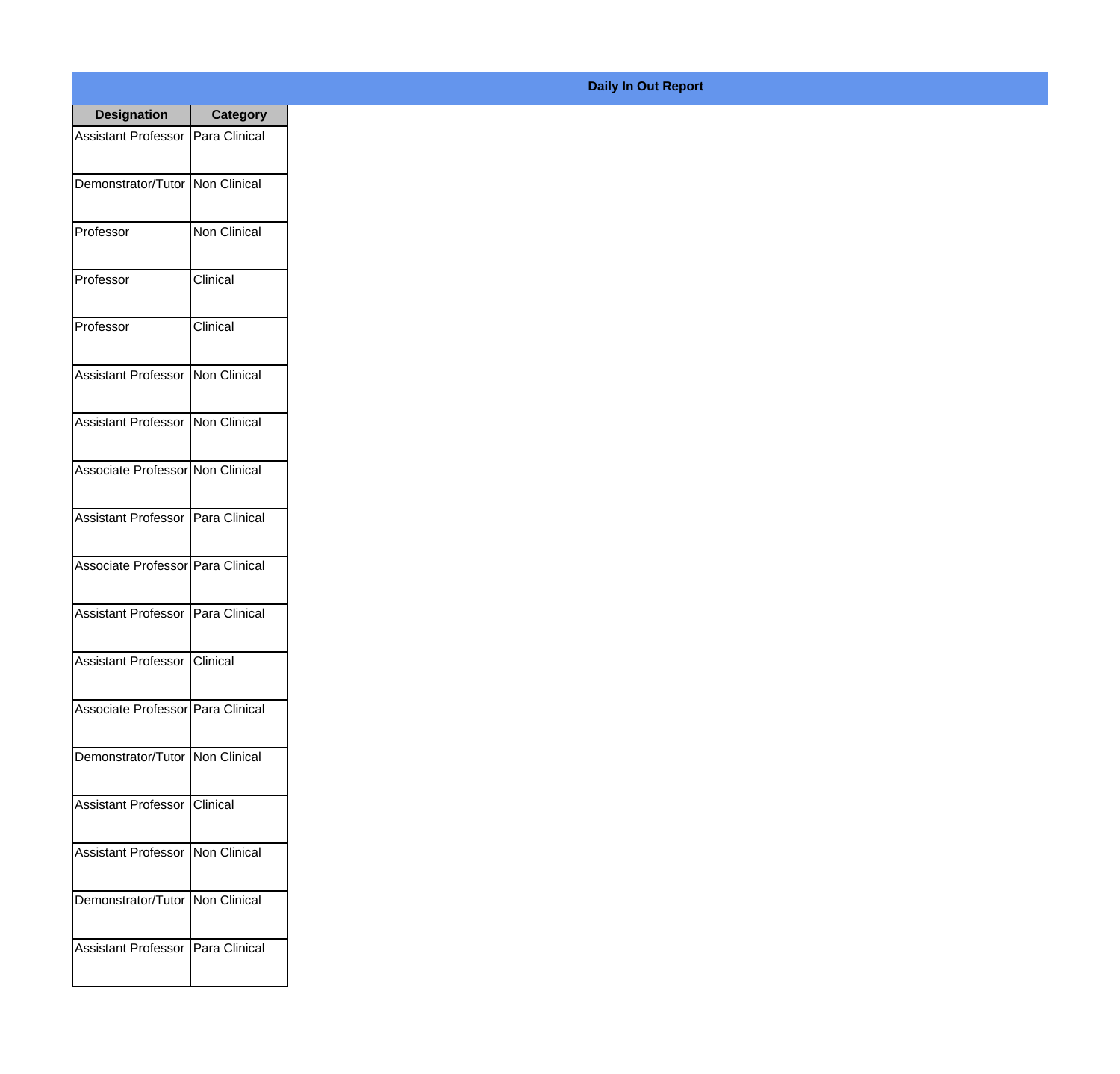**Daily In Out Report**

| Designation | Category |
|---|---|
| Assistant Professor | Para Clinical |
| Demonstrator/Tutor | Non Clinical |
| Professor | Non Clinical |
| Professor | Clinical |
| Professor | Clinical |
| Assistant Professor | Non Clinical |
| Assistant Professor | Non Clinical |
| Associate Professor | Non Clinical |
| Assistant Professor | Para Clinical |
| Associate Professor | Para Clinical |
| Assistant Professor | Para Clinical |
| Assistant Professor | Clinical |
| Associate Professor | Para Clinical |
| Demonstrator/Tutor | Non Clinical |
| Assistant Professor | Clinical |
| Assistant Professor | Non Clinical |
| Demonstrator/Tutor | Non Clinical |
| Assistant Professor | Para Clinical |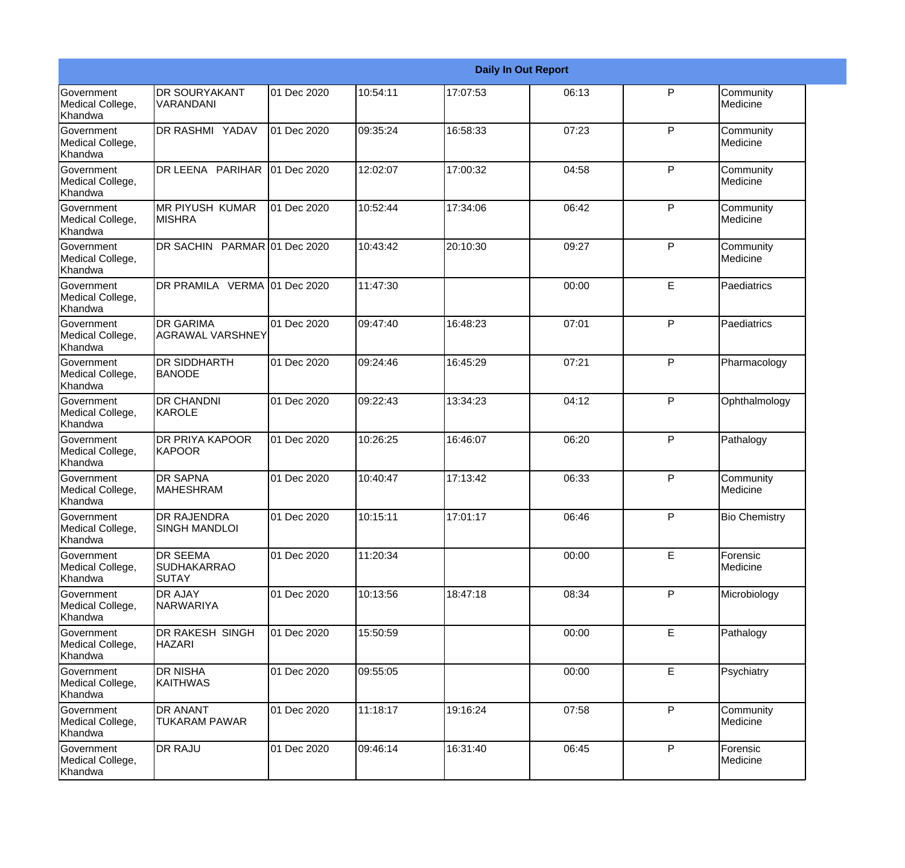| Daily In Out Report | | | | | | | |
|---|---|---|---|---|---|---|---|
| Government Medical College, Khandwa | DR SOURYAKANT VARANDANI | 01 Dec 2020 | 10:54:11 | 17:07:53 | 06:13 | P | Community Medicine |
| Government Medical College, Khandwa | DR RASHMI YADAV | 01 Dec 2020 | 09:35:24 | 16:58:33 | 07:23 | P | Community Medicine |
| Government Medical College, Khandwa | DR LEENA PARIHAR | 01 Dec 2020 | 12:02:07 | 17:00:32 | 04:58 | P | Community Medicine |
| Government Medical College, Khandwa | MR PIYUSH KUMAR MISHRA | 01 Dec 2020 | 10:52:44 | 17:34:06 | 06:42 | P | Community Medicine |
| Government Medical College, Khandwa | DR SACHIN PARMAR | 01 Dec 2020 | 10:43:42 | 20:10:30 | 09:27 | P | Community Medicine |
| Government Medical College, Khandwa | DR PRAMILA VERMA | 01 Dec 2020 | 11:47:30 | | 00:00 | E | Paediatrics |
| Government Medical College, Khandwa | DR GARIMA AGRAWAL VARSHNEY | 01 Dec 2020 | 09:47:40 | 16:48:23 | 07:01 | P | Paediatrics |
| Government Medical College, Khandwa | DR SIDDHARTH BANODE | 01 Dec 2020 | 09:24:46 | 16:45:29 | 07:21 | P | Pharmacology |
| Government Medical College, Khandwa | DR CHANDNI KAROLE | 01 Dec 2020 | 09:22:43 | 13:34:23 | 04:12 | P | Ophthalmology |
| Government Medical College, Khandwa | DR PRIYA KAPOOR KAPOOR | 01 Dec 2020 | 10:26:25 | 16:46:07 | 06:20 | P | Pathalogy |
| Government Medical College, Khandwa | DR SAPNA MAHESHRAM | 01 Dec 2020 | 10:40:47 | 17:13:42 | 06:33 | P | Community Medicine |
| Government Medical College, Khandwa | DR RAJENDRA SINGH MANDLOI | 01 Dec 2020 | 10:15:11 | 17:01:17 | 06:46 | P | Bio Chemistry |
| Government Medical College, Khandwa | DR SEEMA SUDHAKARRAO SUTAY | 01 Dec 2020 | 11:20:34 | | 00:00 | E | Forensic Medicine |
| Government Medical College, Khandwa | DR AJAY NARWARIYA | 01 Dec 2020 | 10:13:56 | 18:47:18 | 08:34 | P | Microbiology |
| Government Medical College, Khandwa | DR RAKESH SINGH HAZARI | 01 Dec 2020 | 15:50:59 | | 00:00 | E | Pathalogy |
| Government Medical College, Khandwa | DR NISHA KAITHWAS | 01 Dec 2020 | 09:55:05 | | 00:00 | E | Psychiatry |
| Government Medical College, Khandwa | DR ANANT TUKARAM PAWAR | 01 Dec 2020 | 11:18:17 | 19:16:24 | 07:58 | P | Community Medicine |
| Government Medical College, Khandwa | DR RAJU | 01 Dec 2020 | 09:46:14 | 16:31:40 | 06:45 | P | Forensic Medicine |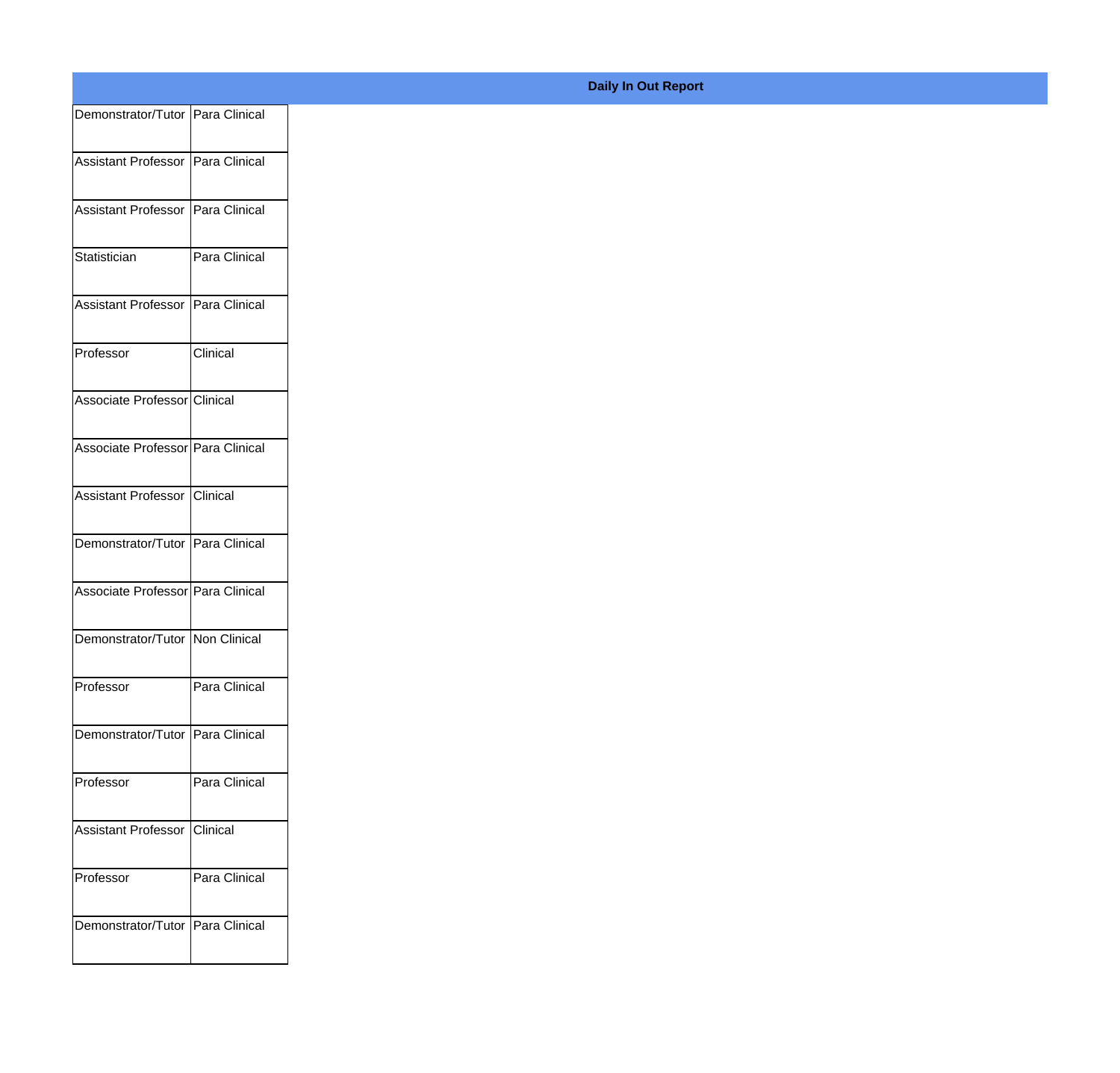**Daily In Out Report**

| | |
|---|---|
| Demonstrator/Tutor | Para Clinical |
| Assistant Professor | Para Clinical |
| Assistant Professor | Para Clinical |
| Statistician | Para Clinical |
| Assistant Professor | Para Clinical |
| Professor | Clinical |
| Associate Professor | Clinical |
| Associate Professor | Para Clinical |
| Assistant Professor | Clinical |
| Demonstrator/Tutor | Para Clinical |
| Associate Professor | Para Clinical |
| Demonstrator/Tutor | Non Clinical |
| Professor | Para Clinical |
| Demonstrator/Tutor | Para Clinical |
| Professor | Para Clinical |
| Assistant Professor | Clinical |
| Professor | Para Clinical |
| Demonstrator/Tutor | Para Clinical |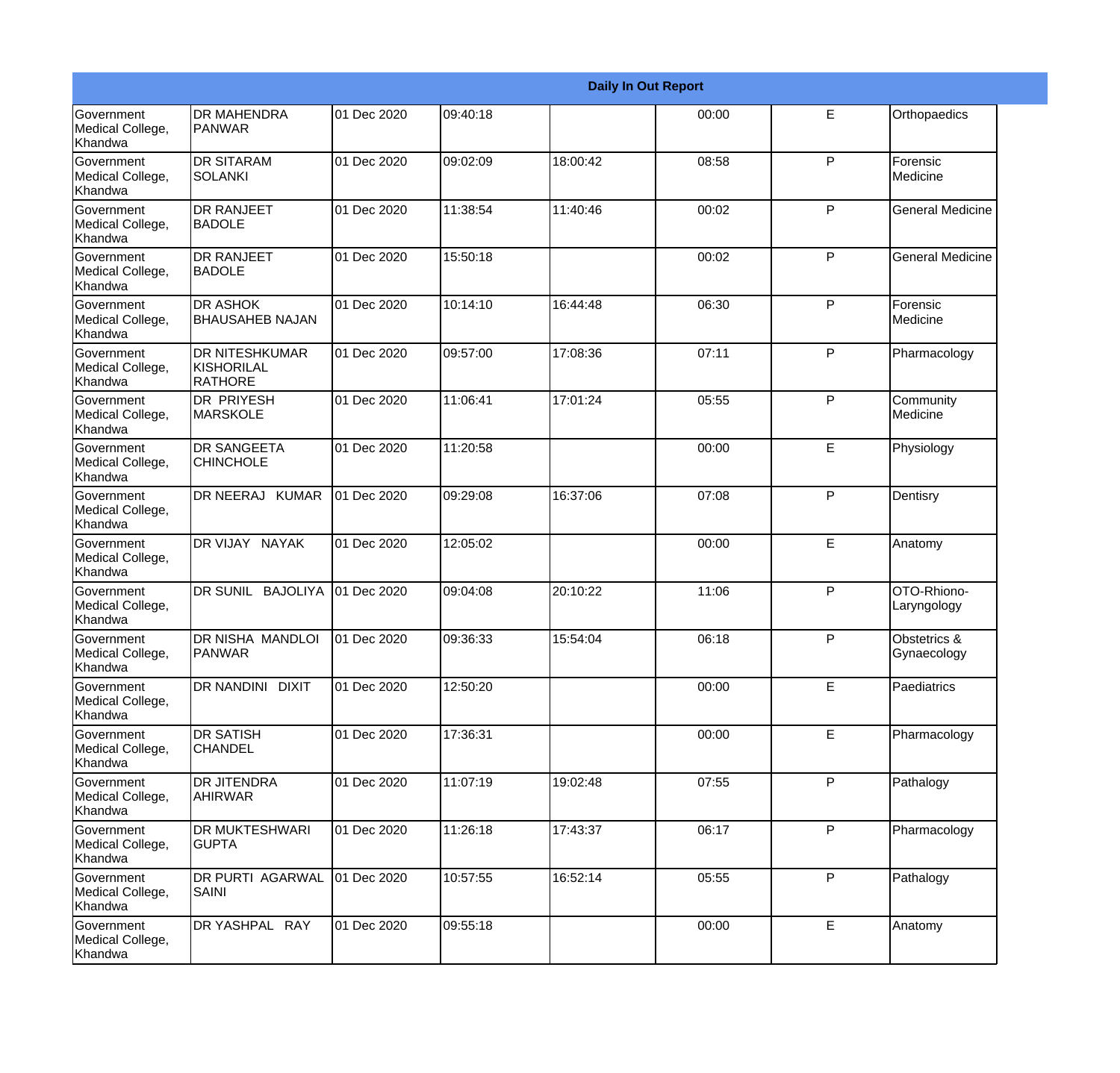| Daily In Out Report | | | | | | | |
|---|---|---|---|---|---|---|---|
| Government Medical College, Khandwa | DR MAHENDRA PANWAR | 01 Dec 2020 | 09:40:18 | | 00:00 | E | Orthopaedics |
| Government Medical College, Khandwa | DR SITARAM SOLANKI | 01 Dec 2020 | 09:02:09 | 18:00:42 | 08:58 | P | Forensic Medicine |
| Government Medical College, Khandwa | DR RANJEET BADOLE | 01 Dec 2020 | 11:38:54 | 11:40:46 | 00:02 | P | General Medicine |
| Government Medical College, Khandwa | DR RANJEET BADOLE | 01 Dec 2020 | 15:50:18 | | 00:02 | P | General Medicine |
| Government Medical College, Khandwa | DR ASHOK BHAUSAHEB NAJAN | 01 Dec 2020 | 10:14:10 | 16:44:48 | 06:30 | P | Forensic Medicine |
| Government Medical College, Khandwa | DR NITESHKUMAR KISHORILAL RATHORE | 01 Dec 2020 | 09:57:00 | 17:08:36 | 07:11 | P | Pharmacology |
| Government Medical College, Khandwa | DR PRIYESH MARSKOLE | 01 Dec 2020 | 11:06:41 | 17:01:24 | 05:55 | P | Community Medicine |
| Government Medical College, Khandwa | DR SANGEETA CHINCHOLE | 01 Dec 2020 | 11:20:58 | | 00:00 | E | Physiology |
| Government Medical College, Khandwa | DR NEERAJ KUMAR | 01 Dec 2020 | 09:29:08 | 16:37:06 | 07:08 | P | Dentisry |
| Government Medical College, Khandwa | DR VIJAY NAYAK | 01 Dec 2020 | 12:05:02 | | 00:00 | E | Anatomy |
| Government Medical College, Khandwa | DR SUNIL BAJOLIYA | 01 Dec 2020 | 09:04:08 | 20:10:22 | 11:06 | P | OTO-Rhiono-Laryngology |
| Government Medical College, Khandwa | DR NISHA MANDLOI PANWAR | 01 Dec 2020 | 09:36:33 | 15:54:04 | 06:18 | P | Obstetrics & Gynaecology |
| Government Medical College, Khandwa | DR NANDINI DIXIT | 01 Dec 2020 | 12:50:20 | | 00:00 | E | Paediatrics |
| Government Medical College, Khandwa | DR SATISH CHANDEL | 01 Dec 2020 | 17:36:31 | | 00:00 | E | Pharmacology |
| Government Medical College, Khandwa | DR JITENDRA AHIRWAR | 01 Dec 2020 | 11:07:19 | 19:02:48 | 07:55 | P | Pathalogy |
| Government Medical College, Khandwa | DR MUKTESHWARI GUPTA | 01 Dec 2020 | 11:26:18 | 17:43:37 | 06:17 | P | Pharmacology |
| Government Medical College, Khandwa | DR PURTI AGARWAL SAINI | 01 Dec 2020 | 10:57:55 | 16:52:14 | 05:55 | P | Pathalogy |
| Government Medical College, Khandwa | DR YASHPAL RAY | 01 Dec 2020 | 09:55:18 | | 00:00 | E | Anatomy |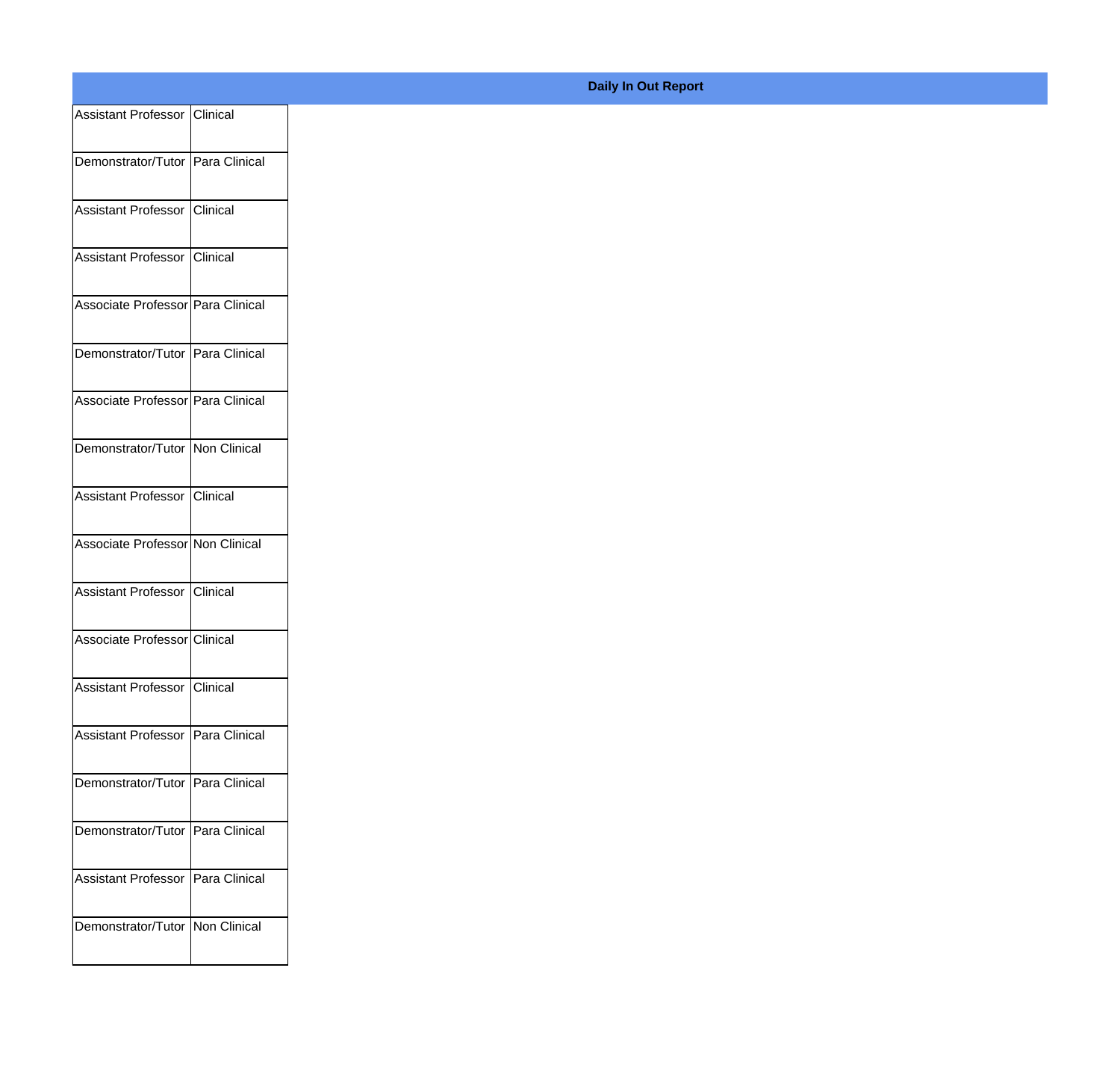**Daily In Out Report**

| | |
|---|---|
| Assistant Professor | Clinical |
| Demonstrator/Tutor | Para Clinical |
| Assistant Professor | Clinical |
| Assistant Professor | Clinical |
| Associate Professor | Para Clinical |
| Demonstrator/Tutor | Para Clinical |
| Associate Professor | Para Clinical |
| Demonstrator/Tutor | Non Clinical |
| Assistant Professor | Clinical |
| Associate Professor | Non Clinical |
| Assistant Professor | Clinical |
| Associate Professor | Clinical |
| Assistant Professor | Clinical |
| Assistant Professor | Para Clinical |
| Demonstrator/Tutor | Para Clinical |
| Demonstrator/Tutor | Para Clinical |
| Assistant Professor | Para Clinical |
| Demonstrator/Tutor | Non Clinical |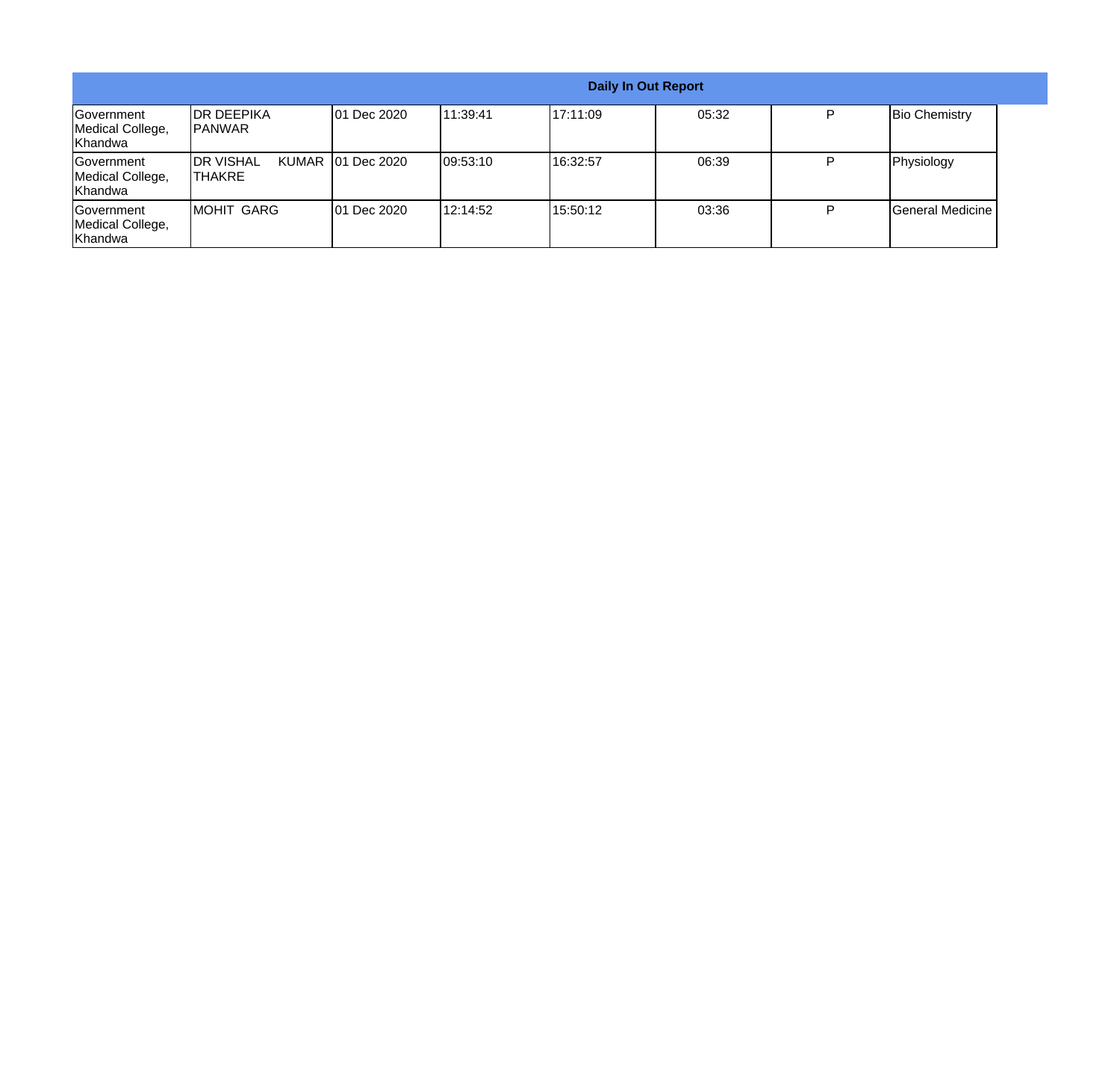| Daily In Out Report | | | | | | | |
|---|---|---|---|---|---|---|---|
| Government Medical College, Khandwa | DR DEEPIKA PANWAR | 01 Dec 2020 | 11:39:41 | 17:11:09 | 05:32 | P | Bio Chemistry |
| Government Medical College, Khandwa | DR VISHAL KUMAR THAKRE | 01 Dec 2020 | 09:53:10 | 16:32:57 | 06:39 | P | Physiology |
| Government Medical College, Khandwa | MOHIT GARG | 01 Dec 2020 | 12:14:52 | 15:50:12 | 03:36 | P | General Medicine |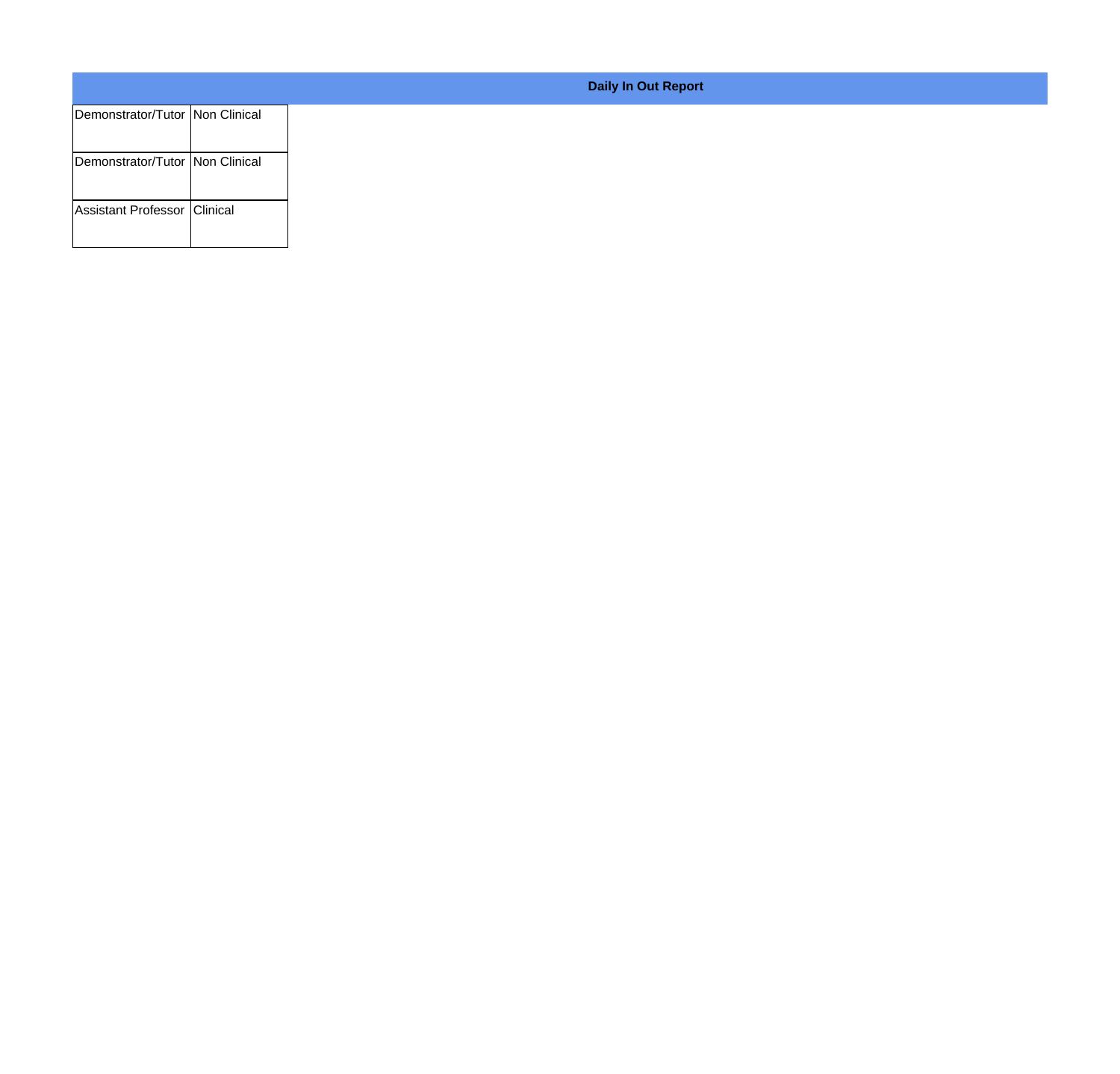**Daily In Out Report**

| | |
|---|---|
| Demonstrator/Tutor | Non Clinical |
| Demonstrator/Tutor | Non Clinical |
| Assistant Professor | Clinical |